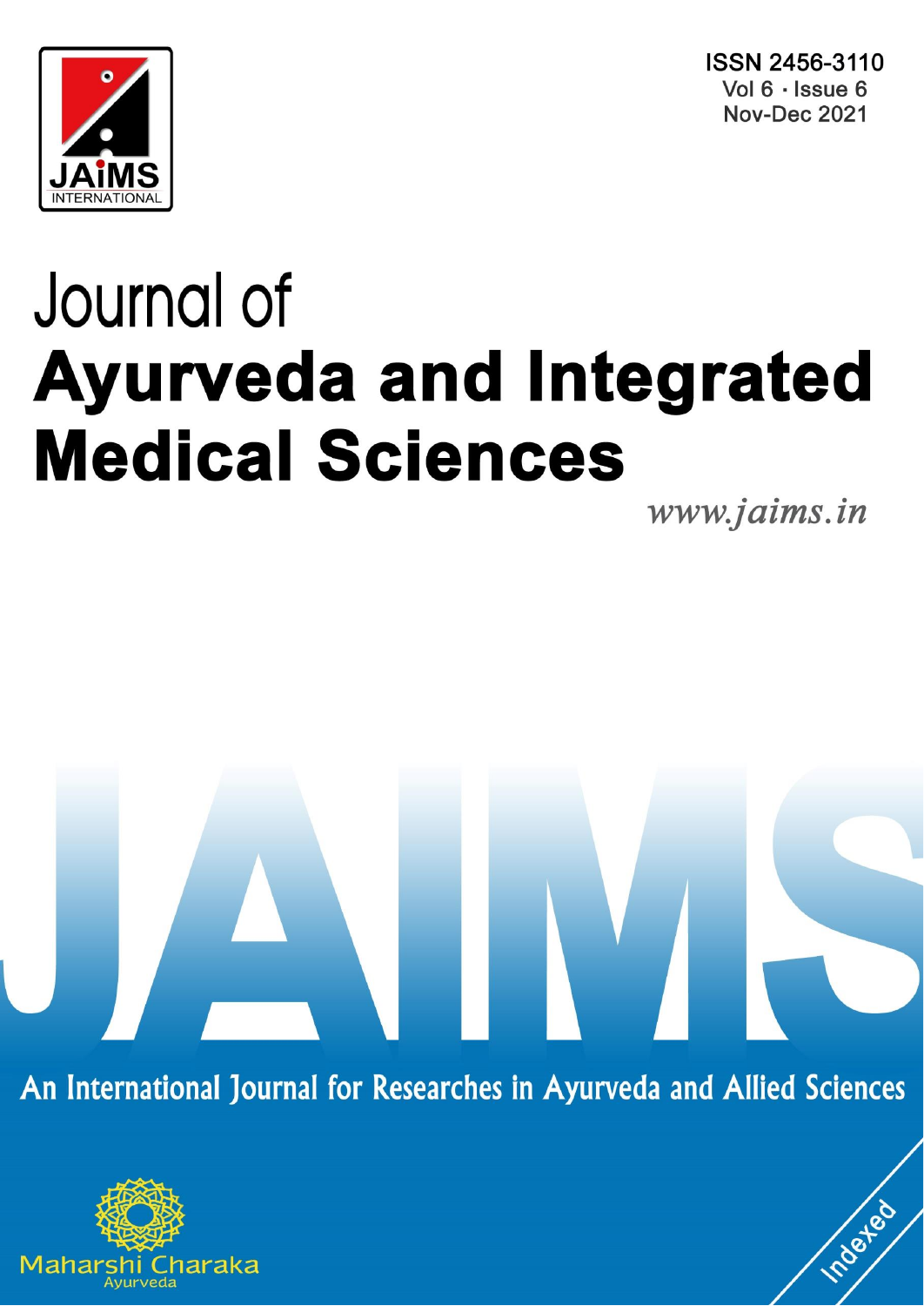ISSN 2456-3110
Vol 6 · Issue 6
Nov-Dec 2021

JAiMS INTERNATIONAL

# Journal of Ayurveda and Integrated Medical Sciences

www.jaims.in

JAIMS

An International Journal for Researches in Ayurveda and Allied Sciences

Maharshi Charaka Ayurveda

Indexed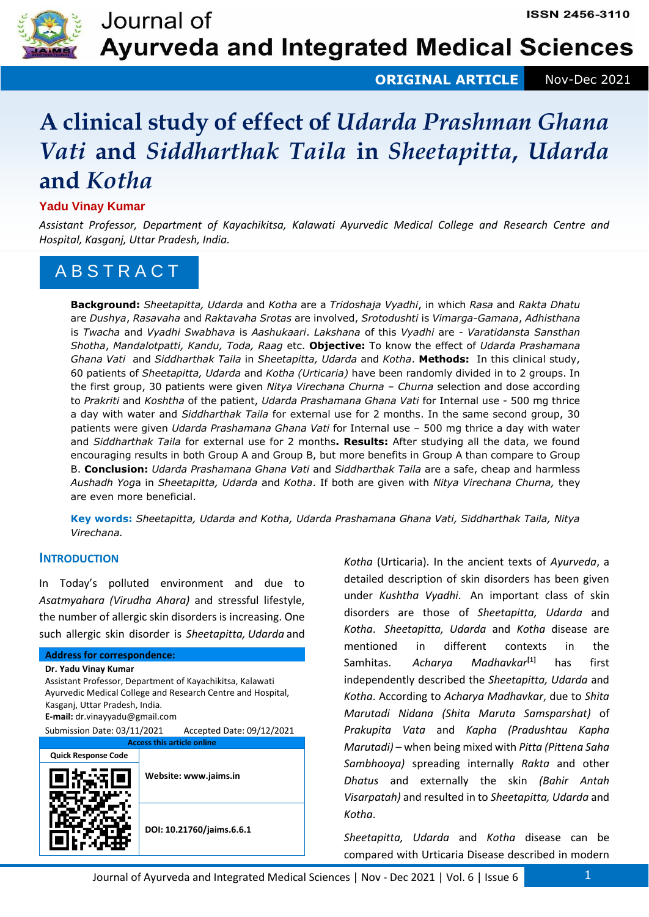# A clinical study of effect of *Udarda Prashman Ghana Vati* and *Siddharthak Taila* in *Sheetapitta, Udarda* and *Kotha*

**Yadu Vinay Kumar**

*Assistant Professor, Department of Kayachikitsa, Kalawati Ayurvedic Medical College and Research Centre and Hospital, Kasganj, Uttar Pradesh, India.*

## ABSTRACT

**Background:** *Sheetapitta, Udarda* and *Kotha* are a *Tridoshaja Vyadhi*, in which *Rasa* and *Rakta Dhatu* are *Dushya*, *Rasavaha* and *Raktavaha Srotas* are involved, *Srotodushti* is *Vimarga-Gamana*, *Adhisthana* is *Twacha* and *Vyadhi Swabhava* is *Aashukaari*. *Lakshana* of this *Vyadhi* are - *Varatidansta Sansthan Shotha*, *Mandalotpatti, Kandu, Toda, Raag* etc. **Objective:** To know the effect of *Udarda Prashamana Ghana Vati* and *Siddharthak Taila* in *Sheetapitta, Udarda* and *Kotha*. **Methods:** In this clinical study, 60 patients of *Sheetapitta, Udarda* and *Kotha (Urticaria)* have been randomly divided in to 2 groups. In the first group, 30 patients were given *Nitya Virechana Churna* – *Churna* selection and dose according to *Prakriti* and *Koshtha* of the patient, *Udarda Prashamana Ghana Vati* for Internal use - 500 mg thrice a day with water and *Siddharthak Taila* for external use for 2 months. In the same second group, 30 patients were given *Udarda Prashamana Ghana Vati* for Internal use – 500 mg thrice a day with water and *Siddharthak Taila* for external use for 2 months**. Results:** After studying all the data, we found encouraging results in both Group A and Group B, but more benefits in Group A than compare to Group B. **Conclusion:** *Udarda Prashamana Ghana Vati* and *Siddharthak Taila* are a safe, cheap and harmless *Aushadh Yoga* in *Sheetapitta, Udarda* and *Kotha*. If both are given with *Nitya Virechana Churna,* they are even more beneficial.

**Key words:** *Sheetapitta, Udarda and Kotha, Udarda Prashamana Ghana Vati, Siddharthak Taila, Nitya Virechana.*

## INTRODUCTION

In Today's polluted environment and due to *Asatmyahara (Virudha Ahara)* and stressful lifestyle, the number of allergic skin disorders is increasing. One such allergic skin disorder is *Sheetapitta, Udarda* and *Kotha* (Urticaria). In the ancient texts of *Ayurveda*, a detailed description of skin disorders has been given under *Kushtha Vyadhi*. An important class of skin disorders are those of *Sheetapitta, Udarda* and *Kotha*. *Sheetapitta, Udarda* and *Kotha* disease are mentioned in different contexts in the Samhitas. *Acharya Madhavkar*[1] has first independently described the *Sheetapitta, Udarda* and *Kotha*. According to *Acharya Madhavkar*, due to *Shita Marutadi Nidana (Shita Maruta Samsparshat)* of *Prakupita Vata* and *Kapha (Pradushtau Kapha Marutadi)* – when being mixed with *Pitta (Pittena Saha Sambhooya)* spreading internally *Rakta* and other *Dhatus* and externally the skin *(Bahir Antah Visarpatah)* and resulted in to *Sheetapitta, Udarda* and *Kotha*.

*Sheetapitta, Udarda* and *Kotha* disease can be compared with Urticaria Disease described in modern

**Address for correspondence:**
**Dr. Yadu Vinay Kumar**
Assistant Professor, Department of Kayachikitsa, Kalawati Ayurvedic Medical College and Research Centre and Hospital, Kasganj, Uttar Pradesh, India.
**E-mail:** dr.vinayyadu@gmail.com
Submission Date: 03/11/2021 Accepted Date: 09/12/2021

| Access this article online | |
|---|---|
| Quick Response Code | Website: www.jaims.in |
| | DOI: 10.21760/jaims.6.6.1 |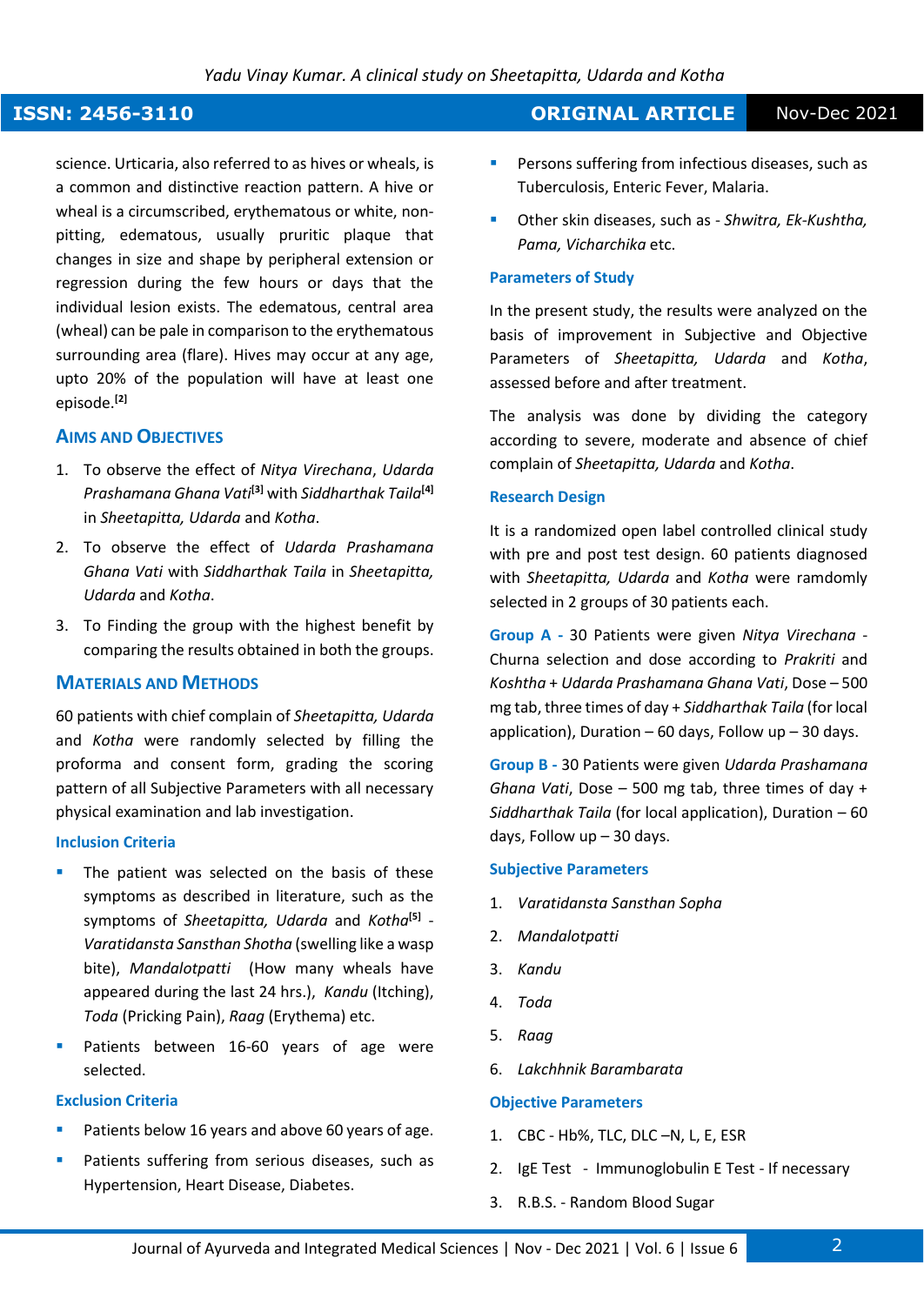science. Urticaria, also referred to as hives or wheals, is a common and distinctive reaction pattern. A hive or wheal is a circumscribed, erythematous or white, non-pitting, edematous, usually pruritic plaque that changes in size and shape by peripheral extension or regression during the few hours or days that the individual lesion exists. The edematous, central area (wheal) can be pale in comparison to the erythematous surrounding area (flare). Hives may occur at any age, upto 20% of the population will have at least one episode.[2]

## Aims and Objectives

1. To observe the effect of *Nitya Virechana*, *Udarda Prashamana Ghana Vati*[3] with *Siddharthak Taila*[4] in *Sheetapitta, Udarda* and *Kotha*.
2. To observe the effect of *Udarda Prashamana Ghana Vati* with *Siddharthak Taila* in *Sheetapitta, Udarda* and *Kotha*.
3. To Finding the group with the highest benefit by comparing the results obtained in both the groups.

## Materials and Methods

60 patients with chief complain of *Sheetapitta, Udarda* and *Kotha* were randomly selected by filling the proforma and consent form, grading the scoring pattern of all Subjective Parameters with all necessary physical examination and lab investigation.

### Inclusion Criteria

- The patient was selected on the basis of these symptoms as described in literature, such as the symptoms of *Sheetapitta, Udarda* and *Kotha*[5] - *Varatidansta Sansthan Shotha* (swelling like a wasp bite), *Mandalotpatti* (How many wheals have appeared during the last 24 hrs.), *Kandu* (Itching), *Toda* (Pricking Pain), *Raag* (Erythema) etc.
- Patients between 16-60 years of age were selected.

### Exclusion Criteria

- Patients below 16 years and above 60 years of age.
- Patients suffering from serious diseases, such as Hypertension, Heart Disease, Diabetes.
- Persons suffering from infectious diseases, such as Tuberculosis, Enteric Fever, Malaria.
- Other skin diseases, such as - *Shwitra, Ek-Kushtha, Pama, Vicharchika* etc.

### Parameters of Study

In the present study, the results were analyzed on the basis of improvement in Subjective and Objective Parameters of *Sheetapitta, Udarda* and *Kotha*, assessed before and after treatment.

The analysis was done by dividing the category according to severe, moderate and absence of chief complain of *Sheetapitta, Udarda* and *Kotha*.

### Research Design

It is a randomized open label controlled clinical study with pre and post test design. 60 patients diagnosed with *Sheetapitta, Udarda* and *Kotha* were ramdomly selected in 2 groups of 30 patients each.

**Group A -** 30 Patients were given *Nitya Virechana* - Churna selection and dose according to *Prakriti* and *Koshtha* + *Udarda Prashamana Ghana Vati*, Dose – 500 mg tab, three times of day + *Siddharthak Taila* (for local application), Duration – 60 days, Follow up – 30 days.

**Group B -** 30 Patients were given *Udarda Prashamana Ghana Vati*, Dose – 500 mg tab, three times of day + *Siddharthak Taila* (for local application), Duration – 60 days, Follow up – 30 days.

### Subjective Parameters

1. *Varatidansta Sansthan Sopha*
2. *Mandalotpatti*
3. *Kandu*
4. *Toda*
5. *Raag*
6. *Lakchhnik Barambarata*

### Objective Parameters

1. CBC - Hb%, TLC, DLC –N, L, E, ESR
2. IgE Test - Immunoglobulin E Test - If necessary
3. R.B.S. - Random Blood Sugar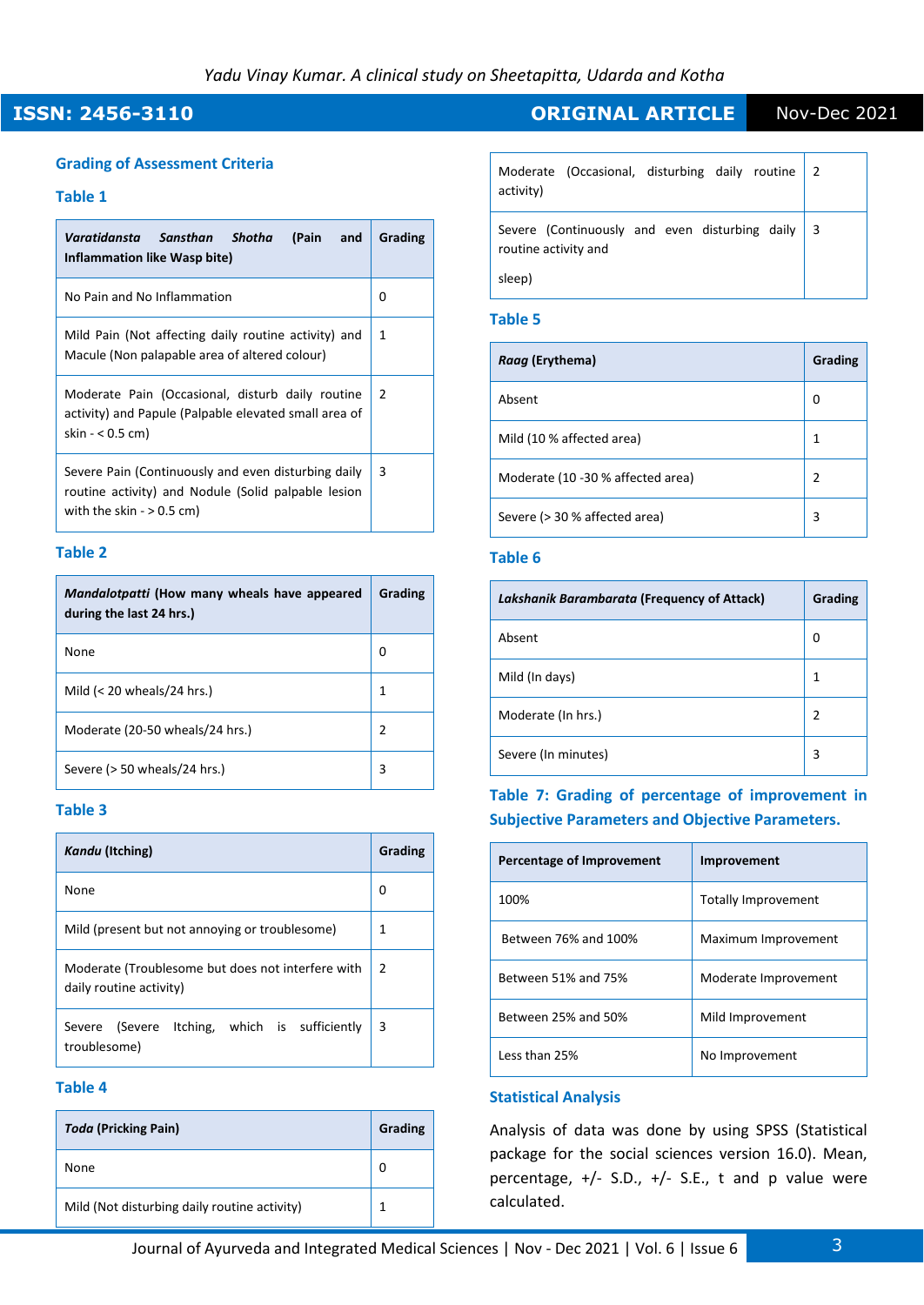### Grading of Assessment Criteria

### Table 1

| *Varatidansta Sansthan Shotha* (Pain and Inflammation like Wasp bite) | Grading |
|---|---|
| No Pain and No Inflammation | 0 |
| Mild Pain (Not affecting daily routine activity) and Macule (Non palapable area of altered colour) | 1 |
| Moderate Pain (Occasional, disturb daily routine activity) and Papule (Palpable elevated small area of skin - < 0.5 cm) | 2 |
| Severe Pain (Continuously and even disturbing daily routine activity) and Nodule (Solid palpable lesion with the skin - > 0.5 cm) | 3 |

### Table 2

| *Mandalotpatti* (How many wheals have appeared during the last 24 hrs.) | Grading |
|---|---|
| None | 0 |
| Mild (< 20 wheals/24 hrs.) | 1 |
| Moderate (20-50 wheals/24 hrs.) | 2 |
| Severe (> 50 wheals/24 hrs.) | 3 |

### Table 3

| *Kandu* (Itching) | Grading |
|---|---|
| None | 0 |
| Mild (present but not annoying or troublesome) | 1 |
| Moderate (Troublesome but does not interfere with daily routine activity) | 2 |
| Severe (Severe Itching, which is sufficiently troublesome) | 3 |

### Table 4

| *Toda* (Pricking Pain) | Grading |
|---|---|
| None | 0 |
| Mild (Not disturbing daily routine activity) | 1 |
| Moderate (Occasional, disturbing daily routine activity) | 2 |
| Severe (Continuously and even disturbing daily routine activity and sleep) | 3 |

### Table 5

| *Raag* (Erythema) | Grading |
|---|---|
| Absent | 0 |
| Mild (10 % affected area) | 1 |
| Moderate (10 -30 % affected area) | 2 |
| Severe (> 30 % affected area) | 3 |

### Table 6

| *Lakshanik Barambarata* (Frequency of Attack) | Grading |
|---|---|
| Absent | 0 |
| Mild (In days) | 1 |
| Moderate (In hrs.) | 2 |
| Severe (In minutes) | 3 |

### Table 7: Grading of percentage of improvement in Subjective Parameters and Objective Parameters.

| Percentage of Improvement | Improvement |
|---|---|
| 100% | Totally Improvement |
| Between 76% and 100% | Maximum Improvement |
| Between 51% and 75% | Moderate Improvement |
| Between 25% and 50% | Mild Improvement |
| Less than 25% | No Improvement |

### Statistical Analysis

Analysis of data was done by using SPSS (Statistical package for the social sciences version 16.0). Mean, percentage, +/- S.D., +/- S.E., t and p value were calculated.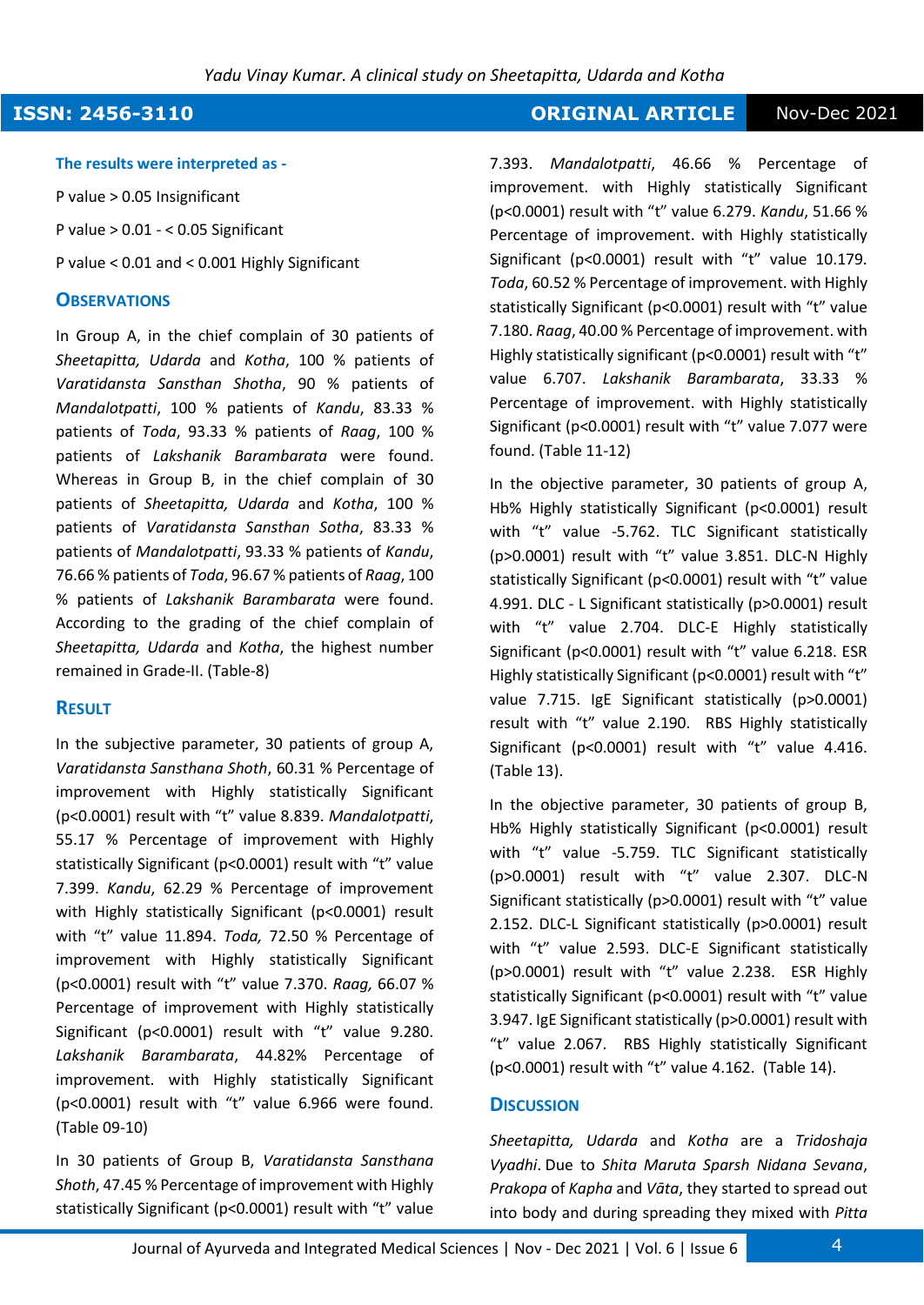**The results were interpreted as -**

P value > 0.05 Insignificant

P value > 0.01 - < 0.05 Significant

P value < 0.01 and < 0.001 Highly Significant

## Observations

In Group A, in the chief complain of 30 patients of *Sheetapitta, Udarda* and *Kotha*, 100 % patients of *Varatidansta Sansthan Shotha*, 90 % patients of *Mandalotpatti*, 100 % patients of *Kandu*, 83.33 % patients of *Toda*, 93.33 % patients of *Raag*, 100 % patients of *Lakshanik Barambarata* were found. Whereas in Group B, in the chief complain of 30 patients of *Sheetapitta, Udarda* and *Kotha*, 100 % patients of *Varatidansta Sansthan Sotha*, 83.33 % patients of *Mandalotpatti*, 93.33 % patients of *Kandu*, 76.66 % patients of *Toda*, 96.67 % patients of *Raag*, 100 % patients of *Lakshanik Barambarata* were found. According to the grading of the chief complain of *Sheetapitta, Udarda* and *Kotha*, the highest number remained in Grade-II. (Table-8)

## Result

In the subjective parameter, 30 patients of group A, *Varatidansta Sansthana Shoth*, 60.31 % Percentage of improvement with Highly statistically Significant (p<0.0001) result with "t" value 8.839. *Mandalotpatti*, 55.17 % Percentage of improvement with Highly statistically Significant (p<0.0001) result with "t" value 7.399. *Kandu*, 62.29 % Percentage of improvement with Highly statistically Significant (p<0.0001) result with "t" value 11.894. *Toda,* 72.50 % Percentage of improvement with Highly statistically Significant (p<0.0001) result with "t" value 7.370. *Raag,* 66.07 % Percentage of improvement with Highly statistically Significant (p<0.0001) result with "t" value 9.280. *Lakshanik Barambarata*, 44.82% Percentage of improvement. with Highly statistically Significant (p<0.0001) result with "t" value 6.966 were found. (Table 09-10)

In 30 patients of Group B, *Varatidansta Sansthana Shoth*, 47.45 % Percentage of improvement with Highly statistically Significant (p<0.0001) result with "t" value 7.393. *Mandalotpatti*, 46.66 % Percentage of improvement. with Highly statistically Significant (p<0.0001) result with "t" value 6.279. *Kandu*, 51.66 % Percentage of improvement. with Highly statistically Significant (p<0.0001) result with "t" value 10.179. *Toda*, 60.52 % Percentage of improvement. with Highly statistically Significant (p<0.0001) result with "t" value 7.180. *Raag*, 40.00 % Percentage of improvement. with Highly statistically significant (p<0.0001) result with "t" value 6.707. *Lakshanik Barambarata*, 33.33 % Percentage of improvement. with Highly statistically Significant (p<0.0001) result with "t" value 7.077 were found. (Table 11-12)

In the objective parameter, 30 patients of group A, Hb% Highly statistically Significant (p<0.0001) result with "t" value -5.762. TLC Significant statistically (p>0.0001) result with "t" value 3.851. DLC-N Highly statistically Significant (p<0.0001) result with "t" value 4.991. DLC - L Significant statistically (p>0.0001) result with "t" value 2.704. DLC-E Highly statistically Significant (p<0.0001) result with "t" value 6.218. ESR Highly statistically Significant (p<0.0001) result with "t" value 7.715. IgE Significant statistically (p>0.0001) result with "t" value 2.190. RBS Highly statistically Significant (p<0.0001) result with "t" value 4.416. (Table 13).

In the objective parameter, 30 patients of group B, Hb% Highly statistically Significant (p<0.0001) result with "t" value -5.759. TLC Significant statistically (p>0.0001) result with "t" value 2.307. DLC-N Significant statistically (p>0.0001) result with "t" value 2.152. DLC-L Significant statistically (p>0.0001) result with "t" value 2.593. DLC-E Significant statistically (p>0.0001) result with "t" value 2.238. ESR Highly statistically Significant (p<0.0001) result with "t" value 3.947. IgE Significant statistically (p>0.0001) result with "t" value 2.067. RBS Highly statistically Significant (p<0.0001) result with "t" value 4.162. (Table 14).

## Discussion

*Sheetapitta, Udarda* and *Kotha* are a *Tridoshaja Vyadhi*. Due to *Shita Maruta Sparsh Nidana Sevana*, *Prakopa* of *Kapha* and *Vāta*, they started to spread out into body and during spreading they mixed with *Pitta*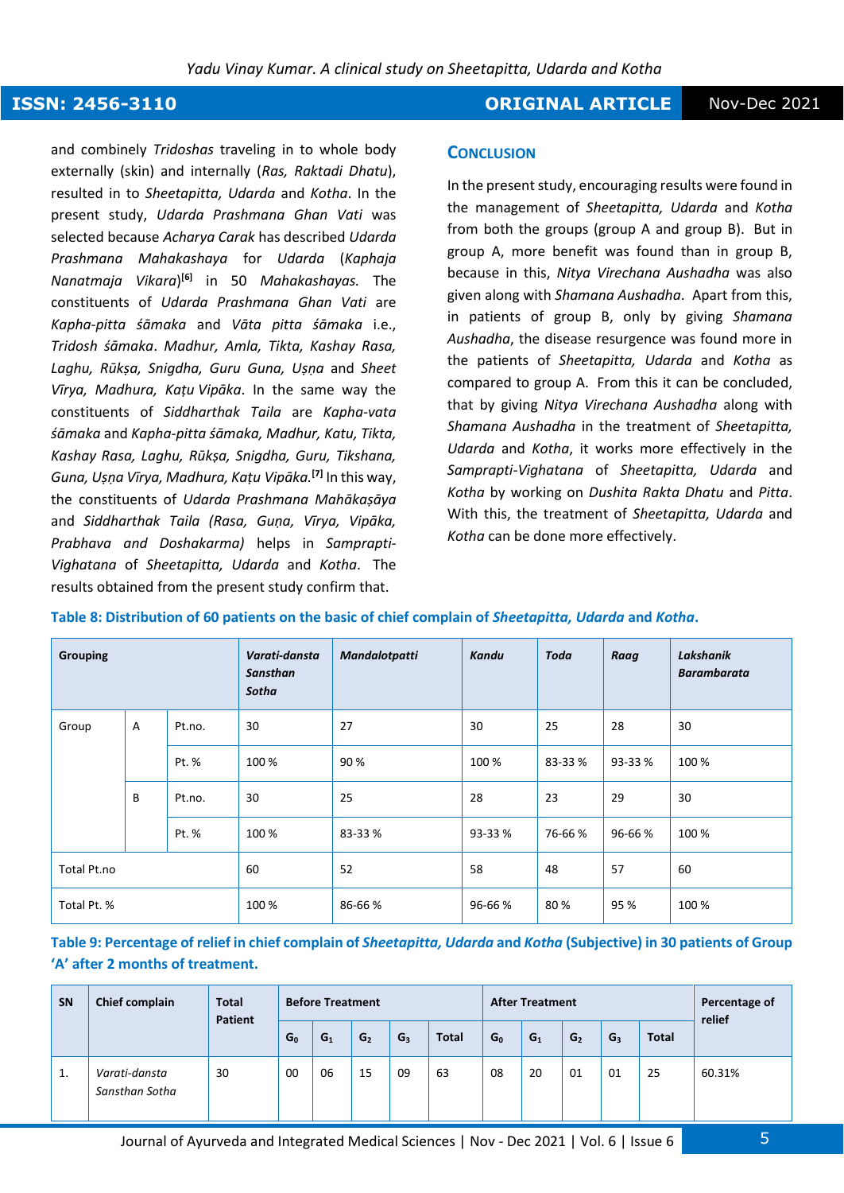and combinely *Tridoshas* traveling in to whole body externally (skin) and internally (*Ras, Raktadi Dhatu*), resulted in to *Sheetapitta, Udarda* and *Kotha*. In the present study, *Udarda Prashmana Ghan Vati* was selected because *Acharya Carak* has described *Udarda Prashmana Mahakashaya* for *Udarda* (*Kaphaja Nanatmaja Vikara*)[6] in 50 *Mahakashayas.* The constituents of *Udarda Prashmana Ghan Vati* are *Kapha-pitta śāmaka* and *Vāta pitta śāmaka* i.e., *Tridosh śāmaka*. *Madhur, Amla, Tikta, Kashay Rasa, Laghu, Rūkṣa, Snigdha, Guru Guna, Uṣṇa* and *Sheet Vīrya, Madhura, Kaṭu Vipāka*. In the same way the constituents of *Siddharthak Taila* are *Kapha-vata śāmaka* and *Kapha-pitta śāmaka, Madhur, Katu, Tikta, Kashay Rasa, Laghu, Rūkṣa, Snigdha, Guru, Tikshana, Guna, Uṣṇa Vīrya, Madhura, Kaṭu Vipāka.*[7] In this way, the constituents of *Udarda Prashmana Mahākaṣāya* and *Siddharthak Taila (Rasa, Guṇa, Vīrya, Vipāka, Prabhava and Doshakarma)* helps in *Samprapti-Vighatana* of *Sheetapitta, Udarda* and *Kotha*. The results obtained from the present study confirm that.

## Conclusion

In the present study, encouraging results were found in the management of *Sheetapitta, Udarda* and *Kotha* from both the groups (group A and group B). But in group A, more benefit was found than in group B, because in this, *Nitya Virechana Aushadha* was also given along with *Shamana Aushadha*. Apart from this, in patients of group B, only by giving *Shamana Aushadha*, the disease resurgence was found more in the patients of *Sheetapitta, Udarda* and *Kotha* as compared to group A. From this it can be concluded, that by giving *Nitya Virechana Aushadha* along with *Shamana Aushadha* in the treatment of *Sheetapitta, Udarda* and *Kotha*, it works more effectively in the *Samprapti-Vighatana* of *Sheetapitta, Udarda* and *Kotha* by working on *Dushita Rakta Dhatu* and *Pitta*. With this, the treatment of *Sheetapitta, Udarda* and *Kotha* can be done more effectively.

**Table 8: Distribution of 60 patients on the basic of chief complain of *Sheetapitta, Udarda* and *Kotha*.**

| Grouping | | | *Varati-dansta Sansthan Sotha* | *Mandalotpatti* | *Kandu* | *Toda* | *Raag* | *Lakshanik Barambarata* |
|---|---|---|---|---|---|---|---|---|
| Group | A | Pt.no. | 30 | 27 | 30 | 25 | 28 | 30 |
| | | Pt. % | 100 % | 90 % | 100 % | 83-33 % | 93-33 % | 100 % |
| | B | Pt.no. | 30 | 25 | 28 | 23 | 29 | 30 |
| | | Pt. % | 100 % | 83-33 % | 93-33 % | 76-66 % | 96-66 % | 100 % |
| Total Pt.no | | | 60 | 52 | 58 | 48 | 57 | 60 |
| Total Pt. % | | | 100 % | 86-66 % | 96-66 % | 80 % | 95 % | 100 % |

**Table 9: Percentage of relief in chief complain of *Sheetapitta, Udarda* and *Kotha* (Subjective) in 30 patients of Group 'A' after 2 months of treatment.**

| SN | Chief complain | Total Patient | Before Treatment | | | | | After Treatment | | | | | Percentage of relief |
|---|---|---|---|---|---|---|---|---|---|---|---|---|---|
| | | | $G_0$ | $G_1$ | $G_2$ | $G_3$ | Total | $G_0$ | $G_1$ | $G_2$ | $G_3$ | Total | |
| 1. | *Varati-dansta Sansthan Sotha* | 30 | 00 | 06 | 15 | 09 | 63 | 08 | 20 | 01 | 01 | 25 | 60.31% |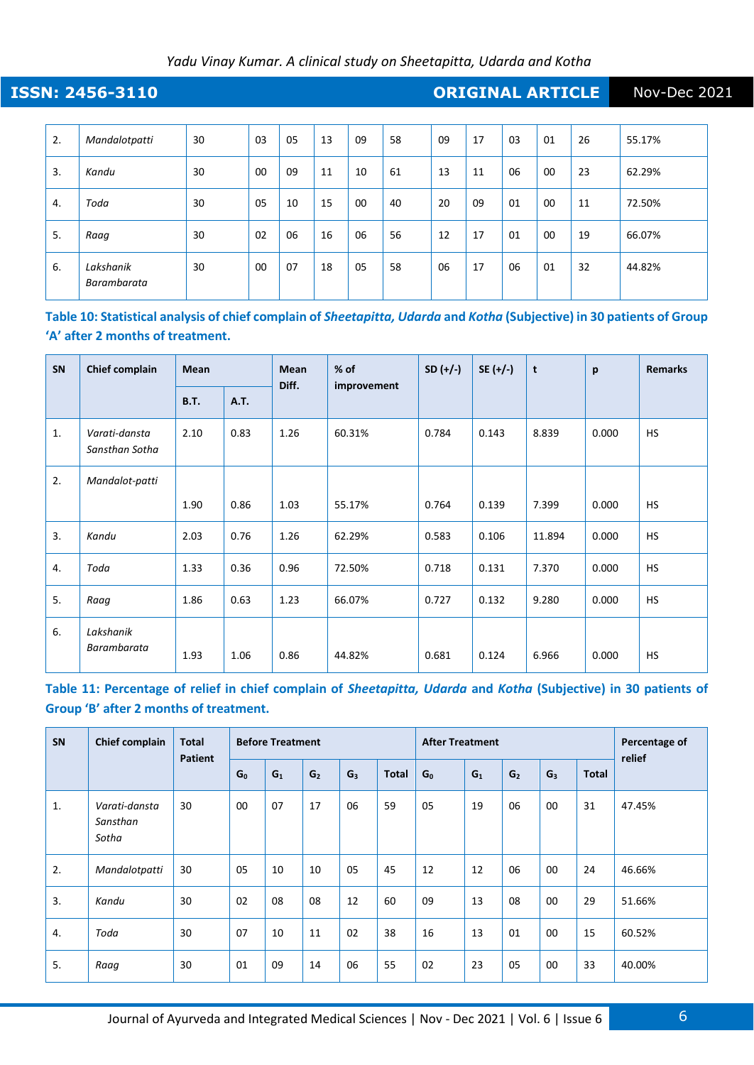| 2. | *Mandalotpatti* | 30 | 03 | 05 | 13 | 09 | 58 | 09 | 17 | 03 | 01 | 26 | 55.17% |
|---|---|---|---|---|---|---|---|---|---|---|---|---|---|
| 3. | *Kandu* | 30 | 00 | 09 | 11 | 10 | 61 | 13 | 11 | 06 | 00 | 23 | 62.29% |
| 4. | *Toda* | 30 | 05 | 10 | 15 | 00 | 40 | 20 | 09 | 01 | 00 | 11 | 72.50% |
| 5. | *Raag* | 30 | 02 | 06 | 16 | 06 | 56 | 12 | 17 | 01 | 00 | 19 | 66.07% |
| 6. | *Lakshanik Barambarata* | 30 | 00 | 07 | 18 | 05 | 58 | 06 | 17 | 06 | 01 | 32 | 44.82% |

**Table 10: Statistical analysis of chief complain of *Sheetapitta, Udarda* and *Kotha* (Subjective) in 30 patients of Group 'A' after 2 months of treatment.**

| SN | Chief complain | Mean | | Mean Diff. | % of improvement | SD (+/-) | SE (+/-) | t | p | Remarks |
|---|---|---|---|---|---|---|---|---|---|---|
| | | B.T. | A.T. | | | | | | | |
| 1. | *Varati-dansta Sansthan Sotha* | 2.10 | 0.83 | 1.26 | 60.31% | 0.784 | 0.143 | 8.839 | 0.000 | HS |
| 2. | *Mandalot-patti* | 1.90 | 0.86 | 1.03 | 55.17% | 0.764 | 0.139 | 7.399 | 0.000 | HS |
| 3. | *Kandu* | 2.03 | 0.76 | 1.26 | 62.29% | 0.583 | 0.106 | 11.894 | 0.000 | HS |
| 4. | *Toda* | 1.33 | 0.36 | 0.96 | 72.50% | 0.718 | 0.131 | 7.370 | 0.000 | HS |
| 5. | *Raag* | 1.86 | 0.63 | 1.23 | 66.07% | 0.727 | 0.132 | 9.280 | 0.000 | HS |
| 6. | *Lakshanik Barambarata* | 1.93 | 1.06 | 0.86 | 44.82% | 0.681 | 0.124 | 6.966 | 0.000 | HS |

**Table 11: Percentage of relief in chief complain of *Sheetapitta, Udarda* and *Kotha* (Subjective) in 30 patients of Group 'B' after 2 months of treatment.**

| SN | Chief complain | Total Patient | Before Treatment | | | | | After Treatment | | | | | Percentage of relief |
|---|---|---|---|---|---|---|---|---|---|---|---|---|---|
| | | | $G_0$ | $G_1$ | $G_2$ | $G_3$ | Total | $G_0$ | $G_1$ | $G_2$ | $G_3$ | Total | |
| 1. | *Varati-dansta Sansthan Sotha* | 30 | 00 | 07 | 17 | 06 | 59 | 05 | 19 | 06 | 00 | 31 | 47.45% |
| 2. | *Mandalotpatti* | 30 | 05 | 10 | 10 | 05 | 45 | 12 | 12 | 06 | 00 | 24 | 46.66% |
| 3. | *Kandu* | 30 | 02 | 08 | 08 | 12 | 60 | 09 | 13 | 08 | 00 | 29 | 51.66% |
| 4. | *Toda* | 30 | 07 | 10 | 11 | 02 | 38 | 16 | 13 | 01 | 00 | 15 | 60.52% |
| 5. | *Raag* | 30 | 01 | 09 | 14 | 06 | 55 | 02 | 23 | 05 | 00 | 33 | 40.00% |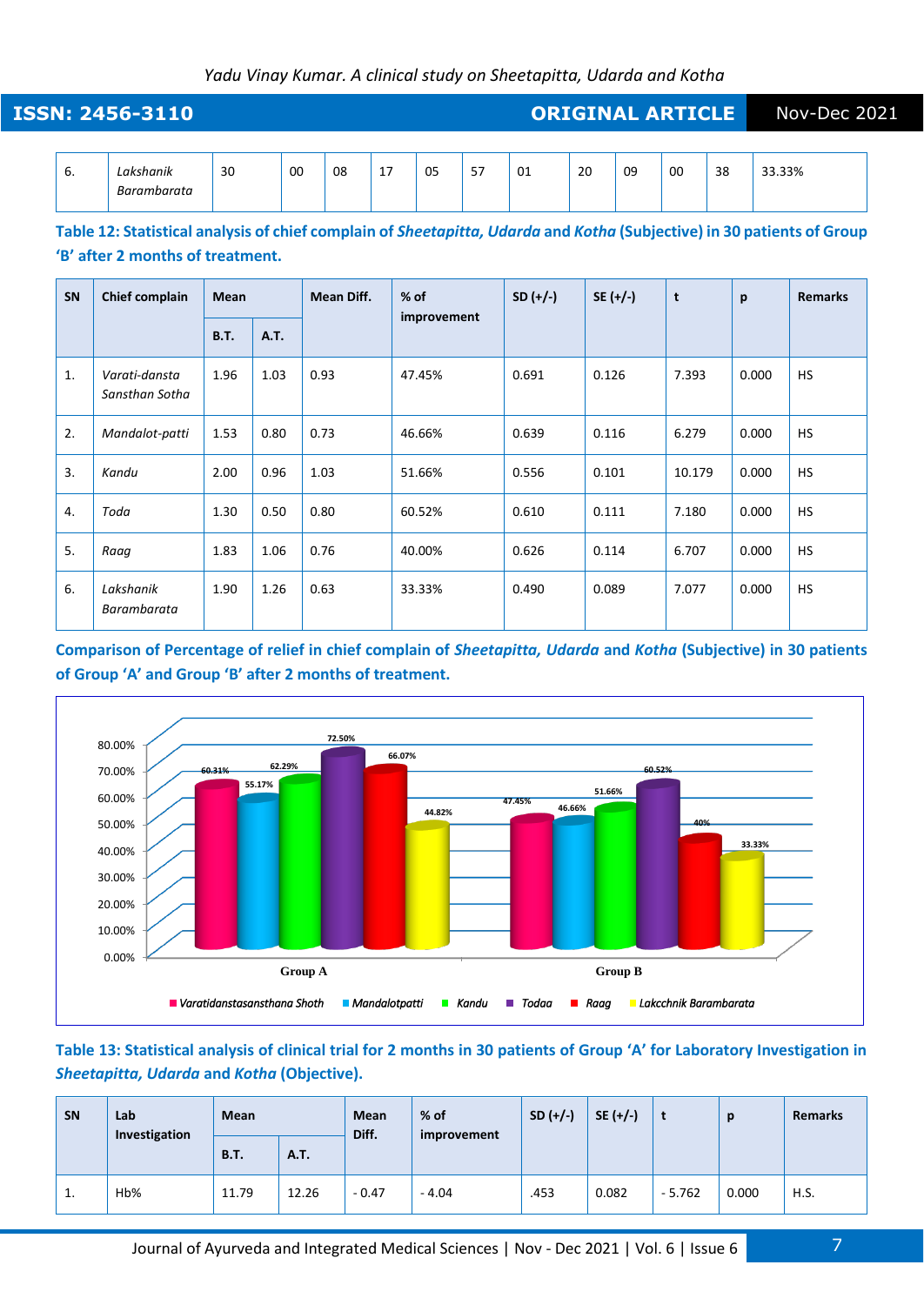| 6. | *Lakshanik Barambarata* | 30 | 00 | 08 | 17 | 05 | 57 | 01 | 20 | 09 | 00 | 38 | 33.33% |
|---|---|---|---|---|---|---|---|---|---|---|---|---|---|

**Table 12: Statistical analysis of chief complain of *Sheetapitta, Udarda* and *Kotha* (Subjective) in 30 patients of Group 'B' after 2 months of treatment.**

| SN | Chief complain | Mean | | Mean Diff. | % of improvement | SD (+/-) | SE (+/-) | t | p | Remarks |
|---|---|---|---|---|---|---|---|---|---|---|
| | | B.T. | A.T. | | | | | | | |
| 1. | *Varati-dansta Sansthan Sotha* | 1.96 | 1.03 | 0.93 | 47.45% | 0.691 | 0.126 | 7.393 | 0.000 | HS |
| 2. | *Mandalot-patti* | 1.53 | 0.80 | 0.73 | 46.66% | 0.639 | 0.116 | 6.279 | 0.000 | HS |
| 3. | *Kandu* | 2.00 | 0.96 | 1.03 | 51.66% | 0.556 | 0.101 | 10.179 | 0.000 | HS |
| 4. | *Toda* | 1.30 | 0.50 | 0.80 | 60.52% | 0.610 | 0.111 | 7.180 | 0.000 | HS |
| 5. | *Raag* | 1.83 | 1.06 | 0.76 | 40.00% | 0.626 | 0.114 | 6.707 | 0.000 | HS |
| 6. | *Lakshanik Barambarata* | 1.90 | 1.26 | 0.63 | 33.33% | 0.490 | 0.089 | 7.077 | 0.000 | HS |

**Comparison of Percentage of relief in chief complain of *Sheetapitta, Udarda* and *Kotha* (Subjective) in 30 patients of Group 'A' and Group 'B' after 2 months of treatment.**

| | Varatidanstasansthana Shoth | Mandalotpatti | Kandu | Todaa | Raag | Lakcchnik Barambarata |
|---|---|---|---|---|---|---|
| Group A | 60.31% | 55.17% | 62.29% | 72.50% | 66.07% | 44.82% |
| Group B | 47.45% | 46.66% | 51.66% | 60.52% | 40% | 33.33% |

**Table 13: Statistical analysis of clinical trial for 2 months in 30 patients of Group 'A' for Laboratory Investigation in *Sheetapitta, Udarda* and *Kotha* (Objective).**

| SN | Lab Investigation | Mean | | Mean Diff. | % of improvement | SD (+/-) | SE (+/-) | t | p | Remarks |
|---|---|---|---|---|---|---|---|---|---|---|
| | | B.T. | A.T. | | | | | | | |
| 1. | Hb% | 11.79 | 12.26 | - 0.47 | - 4.04 | .453 | 0.082 | - 5.762 | 0.000 | H.S. |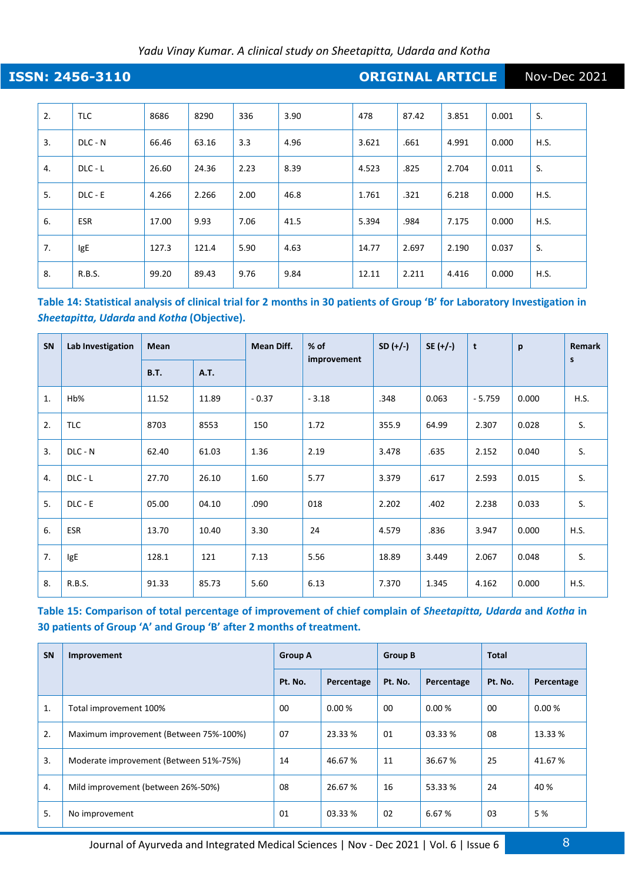| 2. | TLC | 8686 | 8290 | 336 | 3.90 | 478 | 87.42 | 3.851 | 0.001 | S. |
|---|---|---|---|---|---|---|---|---|---|---|
| 3. | DLC - N | 66.46 | 63.16 | 3.3 | 4.96 | 3.621 | .661 | 4.991 | 0.000 | H.S. |
| 4. | DLC - L | 26.60 | 24.36 | 2.23 | 8.39 | 4.523 | .825 | 2.704 | 0.011 | S. |
| 5. | DLC - E | 4.266 | 2.266 | 2.00 | 46.8 | 1.761 | .321 | 6.218 | 0.000 | H.S. |
| 6. | ESR | 17.00 | 9.93 | 7.06 | 41.5 | 5.394 | .984 | 7.175 | 0.000 | H.S. |
| 7. | IgE | 127.3 | 121.4 | 5.90 | 4.63 | 14.77 | 2.697 | 2.190 | 0.037 | S. |
| 8. | R.B.S. | 99.20 | 89.43 | 9.76 | 9.84 | 12.11 | 2.211 | 4.416 | 0.000 | H.S. |

**Table 14: Statistical analysis of clinical trial for 2 months in 30 patients of Group 'B' for Laboratory Investigation in *Sheetapitta, Udarda* and *Kotha* (Objective).**

| SN | Lab Investigation | Mean | | Mean Diff. | % of improvement | SD (+/-) | SE (+/-) | t | p | Remarks |
|---|---|---|---|---|---|---|---|---|---|---|
| | | B.T. | A.T. | | | | | | | |
| 1. | Hb% | 11.52 | 11.89 | - 0.37 | - 3.18 | .348 | 0.063 | - 5.759 | 0.000 | H.S. |
| 2. | TLC | 8703 | 8553 | 150 | 1.72 | 355.9 | 64.99 | 2.307 | 0.028 | S. |
| 3. | DLC - N | 62.40 | 61.03 | 1.36 | 2.19 | 3.478 | .635 | 2.152 | 0.040 | S. |
| 4. | DLC - L | 27.70 | 26.10 | 1.60 | 5.77 | 3.379 | .617 | 2.593 | 0.015 | S. |
| 5. | DLC - E | 05.00 | 04.10 | .090 | 018 | 2.202 | .402 | 2.238 | 0.033 | S. |
| 6. | ESR | 13.70 | 10.40 | 3.30 | 24 | 4.579 | .836 | 3.947 | 0.000 | H.S. |
| 7. | IgE | 128.1 | 121 | 7.13 | 5.56 | 18.89 | 3.449 | 2.067 | 0.048 | S. |
| 8. | R.B.S. | 91.33 | 85.73 | 5.60 | 6.13 | 7.370 | 1.345 | 4.162 | 0.000 | H.S. |

**Table 15: Comparison of total percentage of improvement of chief complain of *Sheetapitta, Udarda* and *Kotha* in 30 patients of Group 'A' and Group 'B' after 2 months of treatment.**

| SN | Improvement | Group A | | Group B | | Total | |
|---|---|---|---|---|---|---|---|
| | | Pt. No. | Percentage | Pt. No. | Percentage | Pt. No. | Percentage |
| 1. | Total improvement 100% | 00 | 0.00 % | 00 | 0.00 % | 00 | 0.00 % |
| 2. | Maximum improvement (Between 75%-100%) | 07 | 23.33 % | 01 | 03.33 % | 08 | 13.33 % |
| 3. | Moderate improvement (Between 51%-75%) | 14 | 46.67 % | 11 | 36.67 % | 25 | 41.67 % |
| 4. | Mild improvement (between 26%-50%) | 08 | 26.67 % | 16 | 53.33 % | 24 | 40 % |
| 5. | No improvement | 01 | 03.33 % | 02 | 6.67 % | 03 | 5 % |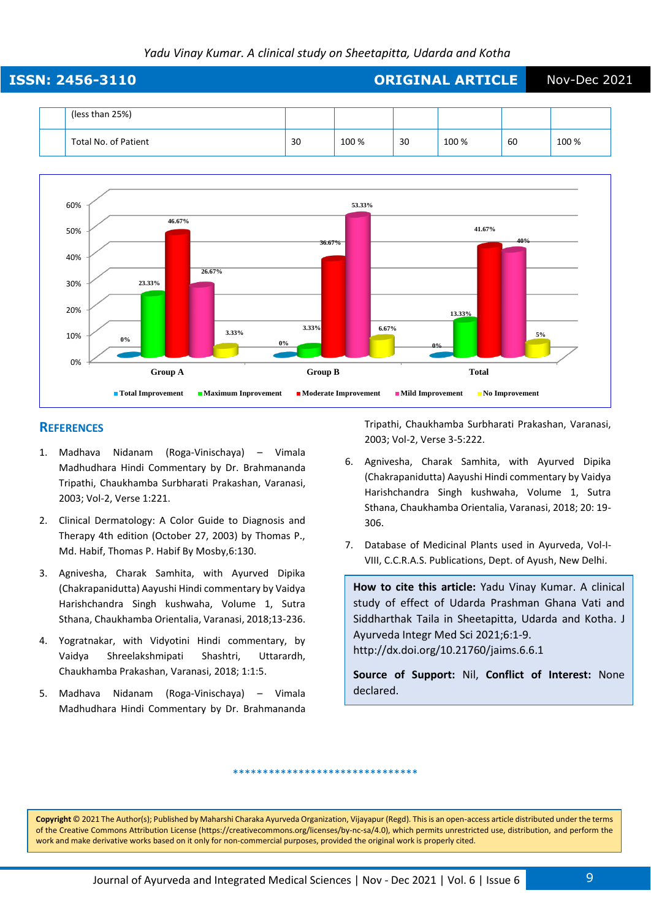| | | | | | | | |
|---|---|---|---|---|---|---|---|
| | (less than 25%) | | | | | | |
| | Total No. of Patient | 30 | 100 % | 30 | 100 % | 60 | 100 % |

60%
50%
40%
30%
20%
10%
0%

Group A: 0%, 23.33%, 46.67%, 26.67%, 3.33%
Group B: 0%, 3.33%, 36.67%, 53.33%, 6.67%
Total: 0%, 13.33%, 41.67%, 40%, 5%

Total Improvement
Maximum Improvement
Moderate Improvement
Mild Improvement
No Improvement

## References

1. Madhava Nidanam (Roga-Vinischaya) – Vimala Madhudhara Hindi Commentary by Dr. Brahmananda Tripathi, Chaukhamba Surbharati Prakashan, Varanasi, 2003; Vol-2, Verse 1:221.
2. Clinical Dermatology: A Color Guide to Diagnosis and Therapy 4th edition (October 27, 2003) by Thomas P., Md. Habif, Thomas P. Habif By Mosby,6:130.
3. Agnivesha, Charak Samhita, with Ayurved Dipika (Chakrapanidutta) Aayushi Hindi commentary by Vaidya Harishchandra Singh kushwaha, Volume 1, Sutra Sthana, Chaukhamba Orientalia, Varanasi, 2018;13-236.
4. Yogratnakar, with Vidyotini Hindi commentary, by Vaidya Shreelakshmipati Shashtri, Uttarardh, Chaukhamba Prakashan, Varanasi, 2018; 1:1:5.
5. Madhava Nidanam (Roga-Vinischaya) – Vimala Madhudhara Hindi Commentary by Dr. Brahmananda Tripathi, Chaukhamba Surbharati Prakashan, Varanasi, 2003; Vol-2, Verse 3-5:222.
6. Agnivesha, Charak Samhita, with Ayurved Dipika (Chakrapanidutta) Aayushi Hindi commentary by Vaidya Harishchandra Singh kushwaha, Volume 1, Sutra Sthana, Chaukhamba Orientalia, Varanasi, 2018; 20: 19-306.
7. Database of Medicinal Plants used in Ayurveda, Vol-I-VIII, C.C.R.A.S. Publications, Dept. of Ayush, New Delhi.

**How to cite this article:** Yadu Vinay Kumar. A clinical study of effect of Udarda Prashman Ghana Vati and Siddharthak Taila in Sheetapitta, Udarda and Kotha. J Ayurveda Integr Med Sci 2021;6:1-9. http://dx.doi.org/10.21760/jaims.6.6.1

**Source of Support:** Nil, **Conflict of Interest:** None declared.

******************************

**Copyright** © 2021 The Author(s); Published by Maharshi Charaka Ayurveda Organization, Vijayapur (Regd). This is an open-access article distributed under the terms of the Creative Commons Attribution License (https://creativecommons.org/licenses/by-nc-sa/4.0), which permits unrestricted use, distribution, and perform the work and make derivative works based on it only for non-commercial purposes, provided the original work is properly cited.